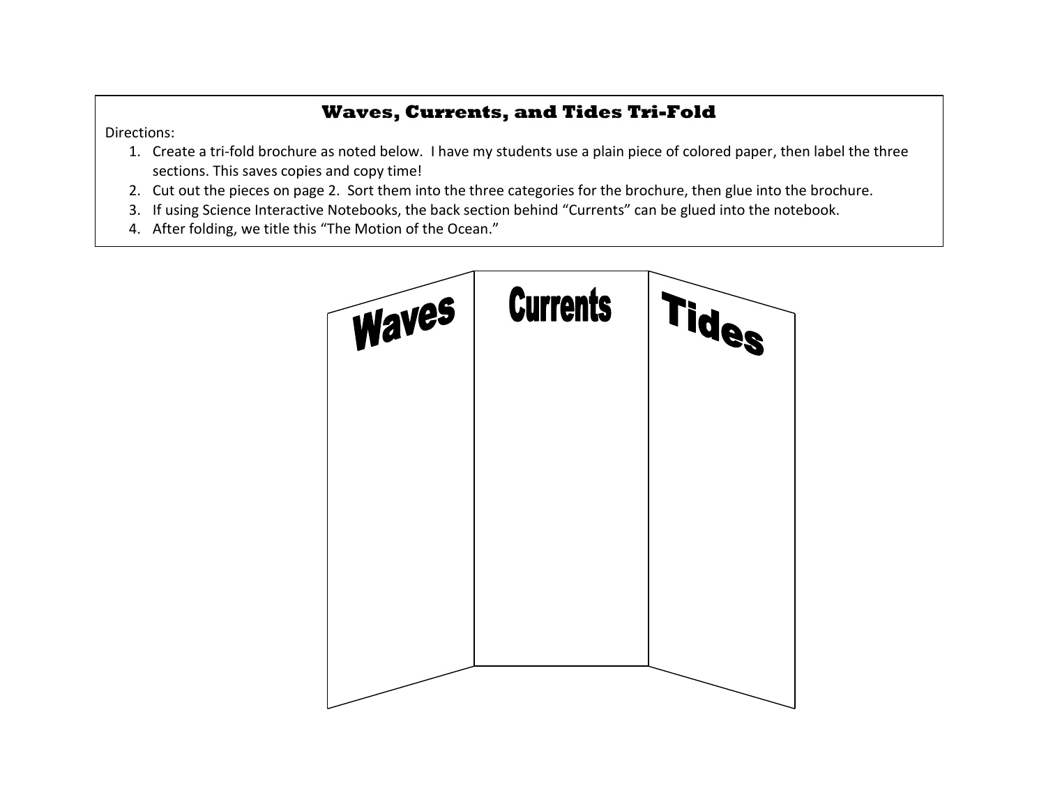## Waves, Currents, and Tides Tri-Fold

Directions:

1. Create a tri-fold brochure as noted below. I have my students use a plain piece of colored paper, then label the three sections. This saves copies and copy time!
2. Cut out the pieces on page 2. Sort them into the three categories for the brochure, then glue into the brochure.
3. If using Science Interactive Notebooks, the back section behind "Currents" can be glued into the notebook.
4. After folding, we title this "The Motion of the Ocean."

Waves

Currents

Tides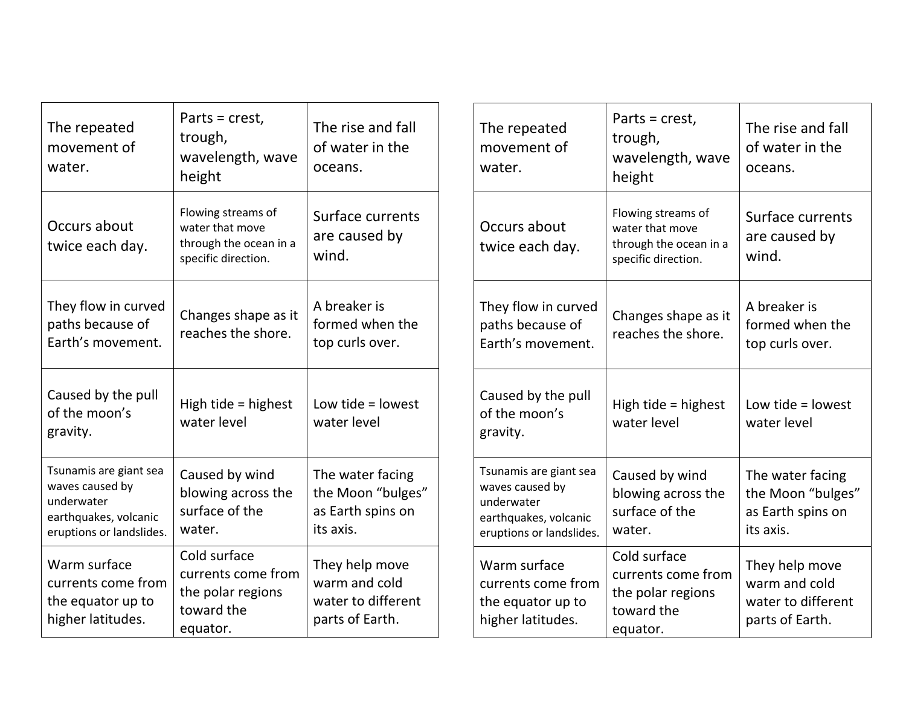| The repeated movement of water. | Parts = crest, trough, wavelength, wave height | The rise and fall of water in the oceans. |
|---|---|---|
| Occurs about twice each day. | Flowing streams of water that move through the ocean in a specific direction. | Surface currents are caused by wind. |
| They flow in curved paths because of Earth's movement. | Changes shape as it reaches the shore. | A breaker is formed when the top curls over. |
| Caused by the pull of the moon's gravity. | High tide = highest water level | Low tide = lowest water level |
| Tsunamis are giant sea waves caused by underwater earthquakes, volcanic eruptions or landslides. | Caused by wind blowing across the surface of the water. | The water facing the Moon "bulges" as Earth spins on its axis. |
| Warm surface currents come from the equator up to higher latitudes. | Cold surface currents come from the polar regions toward the equator. | They help move warm and cold water to different parts of Earth. |

| The repeated movement of water. | Parts = crest, trough, wavelength, wave height | The rise and fall of water in the oceans. |
|---|---|---|
| Occurs about twice each day. | Flowing streams of water that move through the ocean in a specific direction. | Surface currents are caused by wind. |
| They flow in curved paths because of Earth's movement. | Changes shape as it reaches the shore. | A breaker is formed when the top curls over. |
| Caused by the pull of the moon's gravity. | High tide = highest water level | Low tide = lowest water level |
| Tsunamis are giant sea waves caused by underwater earthquakes, volcanic eruptions or landslides. | Caused by wind blowing across the surface of the water. | The water facing the Moon "bulges" as Earth spins on its axis. |
| Warm surface currents come from the equator up to higher latitudes. | Cold surface currents come from the polar regions toward the equator. | They help move warm and cold water to different parts of Earth. |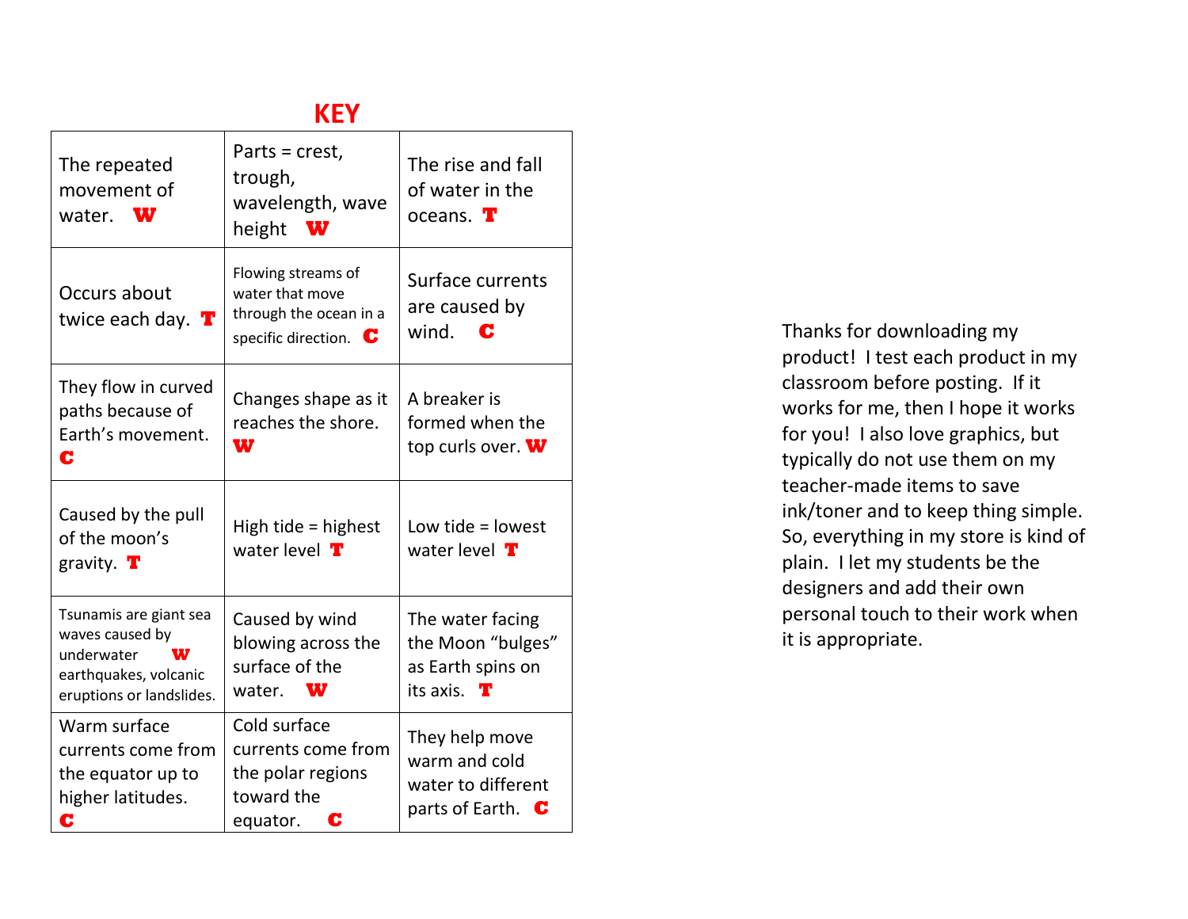## KEY

| | | |
|---|---|---|
| The repeated movement of water. **W** | Parts = crest, trough, wavelength, wave height **W** | The rise and fall of water in the oceans. **T** |
| Occurs about twice each day. **T** | Flowing streams of water that move through the ocean in a specific direction. **C** | Surface currents are caused by wind. **C** |
| They flow in curved paths because of Earth's movement. **C** | Changes shape as it reaches the shore. **W** | A breaker is formed when the top curls over. **W** |
| Caused by the pull of the moon's gravity. **T** | High tide = highest water level **T** | Low tide = lowest water level **T** |
| Tsunamis are giant sea waves caused by underwater **W** earthquakes, volcanic eruptions or landslides. | Caused by wind blowing across the surface of the water. **W** | The water facing the Moon "bulges" as Earth spins on its axis. **T** |
| Warm surface currents come from the equator up to higher latitudes. **C** | Cold surface currents come from the polar regions toward the equator. **C** | They help move warm and cold water to different parts of Earth. **C** |

Thanks for downloading my product! I test each product in my classroom before posting. If it works for me, then I hope it works for you! I also love graphics, but typically do not use them on my teacher-made items to save ink/toner and to keep thing simple. So, everything in my store is kind of plain. I let my students be the designers and add their own personal touch to their work when it is appropriate.